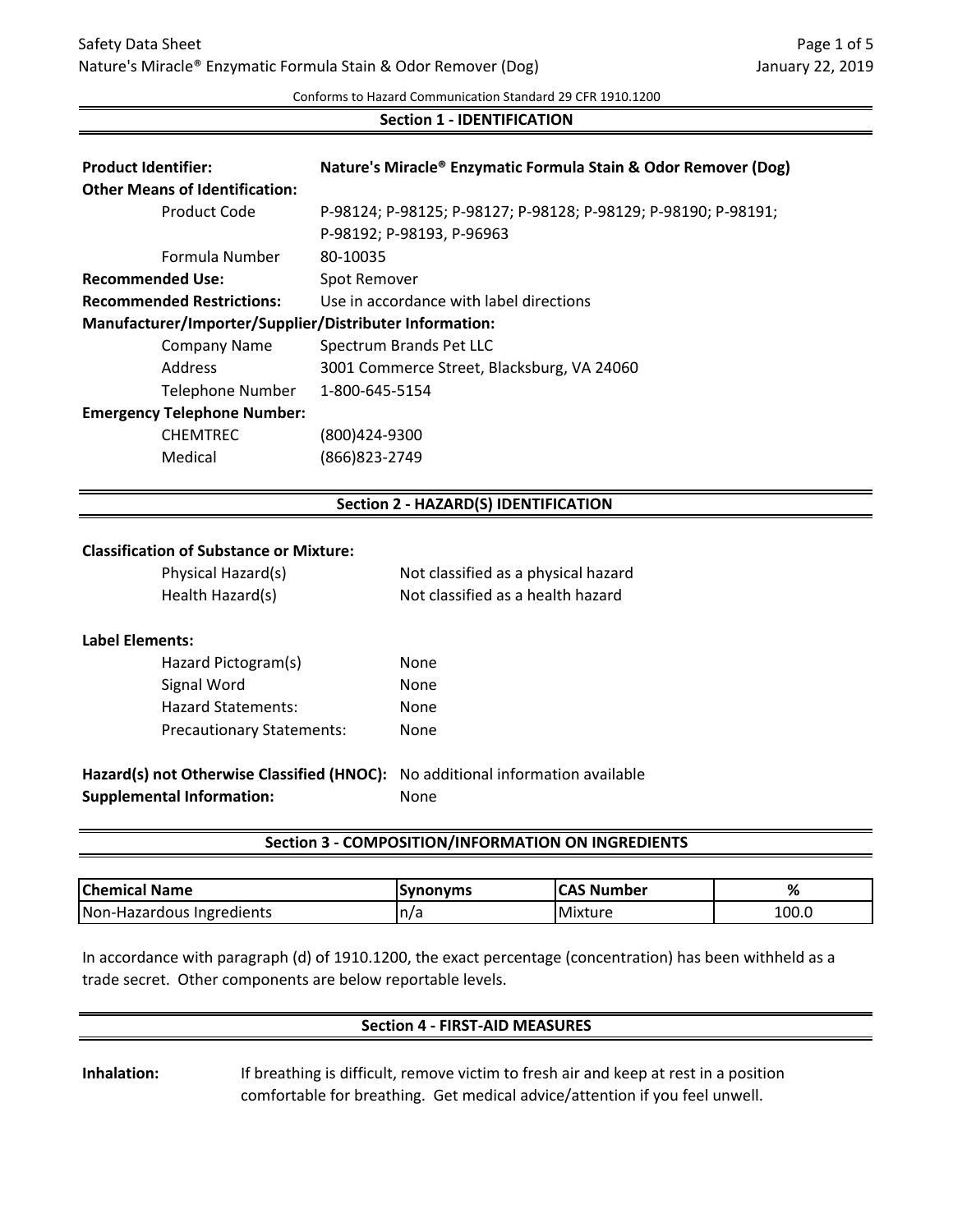Conforms to Hazard Communication Standard 29 CFR 1910.1200

## Section 1 - IDENTIFICATION

**Product Identifier:** **Nature's Miracle® Enzymatic Formula Stain & Odor Remover (Dog)**

**Other Means of Identification:**

- Product Code: P-98124; P-98125; P-98127; P-98128; P-98129; P-98190; P-98191; P-98192; P-98193, P-96963
- Formula Number: 80-10035

**Recommended Use:** Spot Remover

**Recommended Restrictions:** Use in accordance with label directions

**Manufacturer/Importer/Supplier/Distributer Information:**

- Company Name: Spectrum Brands Pet LLC
- Address: 3001 Commerce Street, Blacksburg, VA 24060
- Telephone Number: 1-800-645-5154

**Emergency Telephone Number:**

- CHEMTREC: (800)424-9300
- Medical: (866)823-2749

## Section 2 - HAZARD(S) IDENTIFICATION

**Classification of Substance or Mixture:**

- Physical Hazard(s): Not classified as a physical hazard
- Health Hazard(s): Not classified as a health hazard

**Label Elements:**

- Hazard Pictogram(s): None
- Signal Word: None
- Hazard Statements: None
- Precautionary Statements: None

**Hazard(s) not Otherwise Classified (HNOC):** No additional information available

**Supplemental Information:** None

## Section 3 - COMPOSITION/INFORMATION ON INGREDIENTS

| Chemical Name | Synonyms | CAS Number | % |
|---|---|---|---|
| Non-Hazardous Ingredients | n/a | Mixture | 100.0 |

In accordance with paragraph (d) of 1910.1200, the exact percentage (concentration) has been withheld as a trade secret. Other components are below reportable levels.

## Section 4 - FIRST-AID MEASURES

**Inhalation:** If breathing is difficult, remove victim to fresh air and keep at rest in a position comfortable for breathing. Get medical advice/attention if you feel unwell.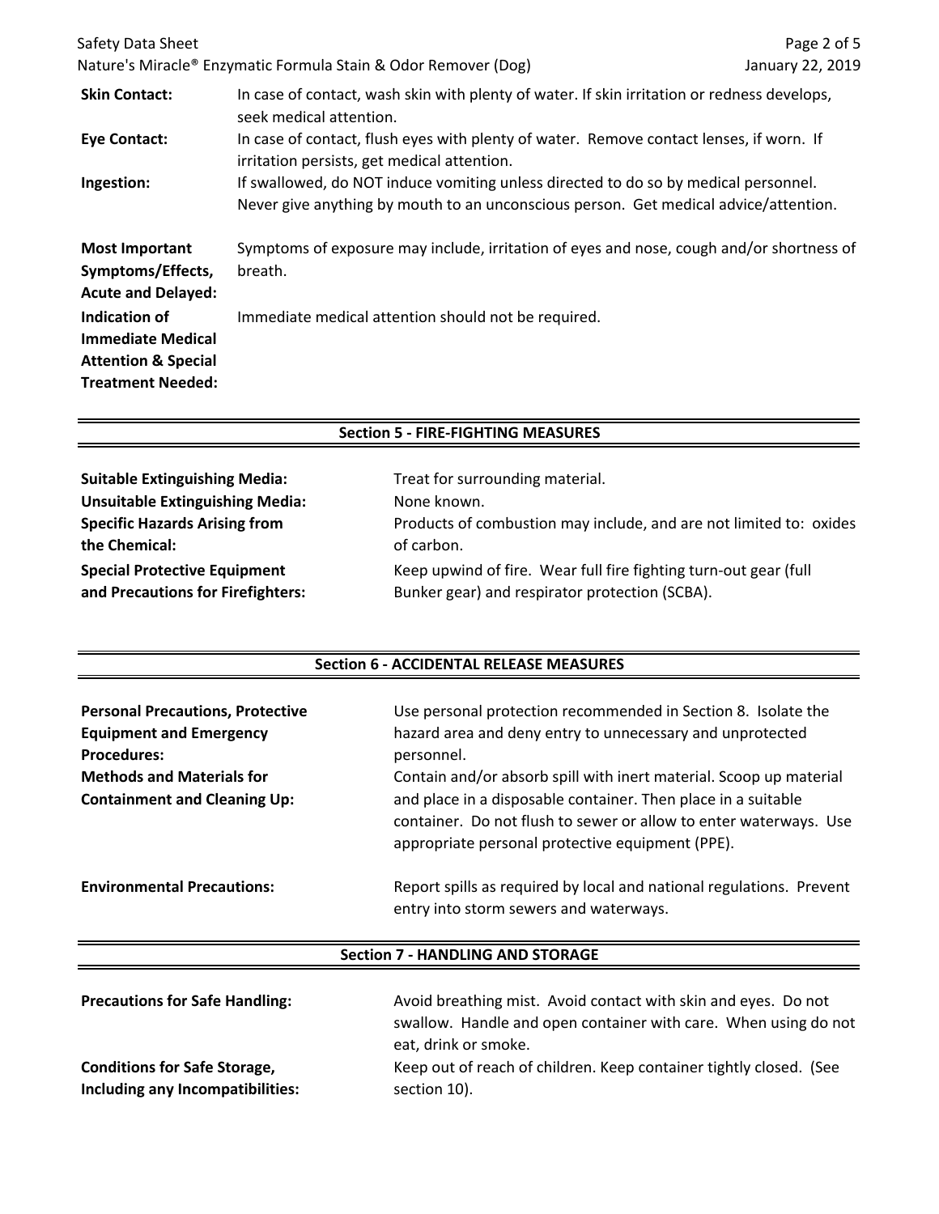**Skin Contact:** In case of contact, wash skin with plenty of water. If skin irritation or redness develops, seek medical attention.

**Eye Contact:** In case of contact, flush eyes with plenty of water. Remove contact lenses, if worn. If irritation persists, get medical attention.

**Ingestion:** If swallowed, do NOT induce vomiting unless directed to do so by medical personnel. Never give anything by mouth to an unconscious person. Get medical advice/attention.

**Most Important Symptoms/Effects, Acute and Delayed:** Symptoms of exposure may include, irritation of eyes and nose, cough and/or shortness of breath.

**Indication of Immediate Medical Attention & Special Treatment Needed:** Immediate medical attention should not be required.

## Section 5 - FIRE-FIGHTING MEASURES

**Suitable Extinguishing Media:** Treat for surrounding material.

**Unsuitable Extinguishing Media:** None known.

**Specific Hazards Arising from the Chemical:** Products of combustion may include, and are not limited to: oxides of carbon.

**Special Protective Equipment and Precautions for Firefighters:** Keep upwind of fire. Wear full fire fighting turn-out gear (full Bunker gear) and respirator protection (SCBA).

## Section 6 - ACCIDENTAL RELEASE MEASURES

**Personal Precautions, Protective Equipment and Emergency Procedures:** Use personal protection recommended in Section 8. Isolate the hazard area and deny entry to unnecessary and unprotected personnel.

**Methods and Materials for Containment and Cleaning Up:** Contain and/or absorb spill with inert material. Scoop up material and place in a disposable container. Then place in a suitable container. Do not flush to sewer or allow to enter waterways. Use appropriate personal protective equipment (PPE).

**Environmental Precautions:** Report spills as required by local and national regulations. Prevent entry into storm sewers and waterways.

## Section 7 - HANDLING AND STORAGE

**Precautions for Safe Handling:** Avoid breathing mist. Avoid contact with skin and eyes. Do not swallow. Handle and open container with care. When using do not eat, drink or smoke.

**Conditions for Safe Storage, Including any Incompatibilities:** Keep out of reach of children. Keep container tightly closed. (See section 10).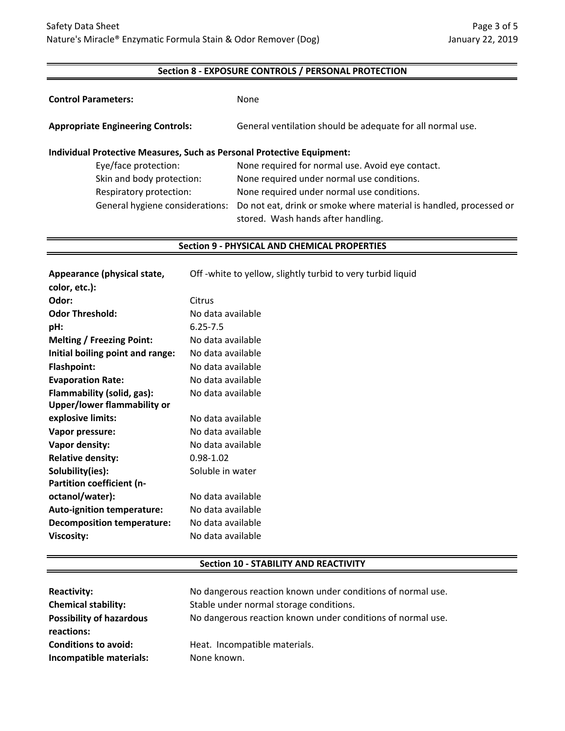## Section 8 - EXPOSURE CONTROLS / PERSONAL PROTECTION

**Control Parameters:** None

**Appropriate Engineering Controls:** General ventilation should be adequate for all normal use.

**Individual Protective Measures, Such as Personal Protective Equipment:**

| | |
|---|---|
| Eye/face protection: | None required for normal use. Avoid eye contact. |
| Skin and body protection: | None required under normal use conditions. |
| Respiratory protection: | None required under normal use conditions. |
| General hygiene considerations: | Do not eat, drink or smoke where material is handled, processed or stored. Wash hands after handling. |

## Section 9 - PHYSICAL AND CHEMICAL PROPERTIES

| | |
|---|---|
| **Appearance (physical state, color, etc.):** | Off -white to yellow, slightly turbid to very turbid liquid |
| **Odor:** | Citrus |
| **Odor Threshold:** | No data available |
| **pH:** | 6.25-7.5 |
| **Melting / Freezing Point:** | No data available |
| **Initial boiling point and range:** | No data available |
| **Flashpoint:** | No data available |
| **Evaporation Rate:** | No data available |
| **Flammability (solid, gas):** | No data available |
| **Upper/lower flammability or explosive limits:** | No data available |
| **Vapor pressure:** | No data available |
| **Vapor density:** | No data available |
| **Relative density:** | 0.98-1.02 |
| **Solubility(ies):** | Soluble in water |
| **Partition coefficient (n-octanol/water):** | No data available |
| **Auto-ignition temperature:** | No data available |
| **Decomposition temperature:** | No data available |
| **Viscosity:** | No data available |

## Section 10 - STABILITY AND REACTIVITY

| | |
|---|---|
| **Reactivity:** | No dangerous reaction known under conditions of normal use. |
| **Chemical stability:** | Stable under normal storage conditions. |
| **Possibility of hazardous reactions:** | No dangerous reaction known under conditions of normal use. |
| **Conditions to avoid:** | Heat. Incompatible materials. |
| **Incompatible materials:** | None known. |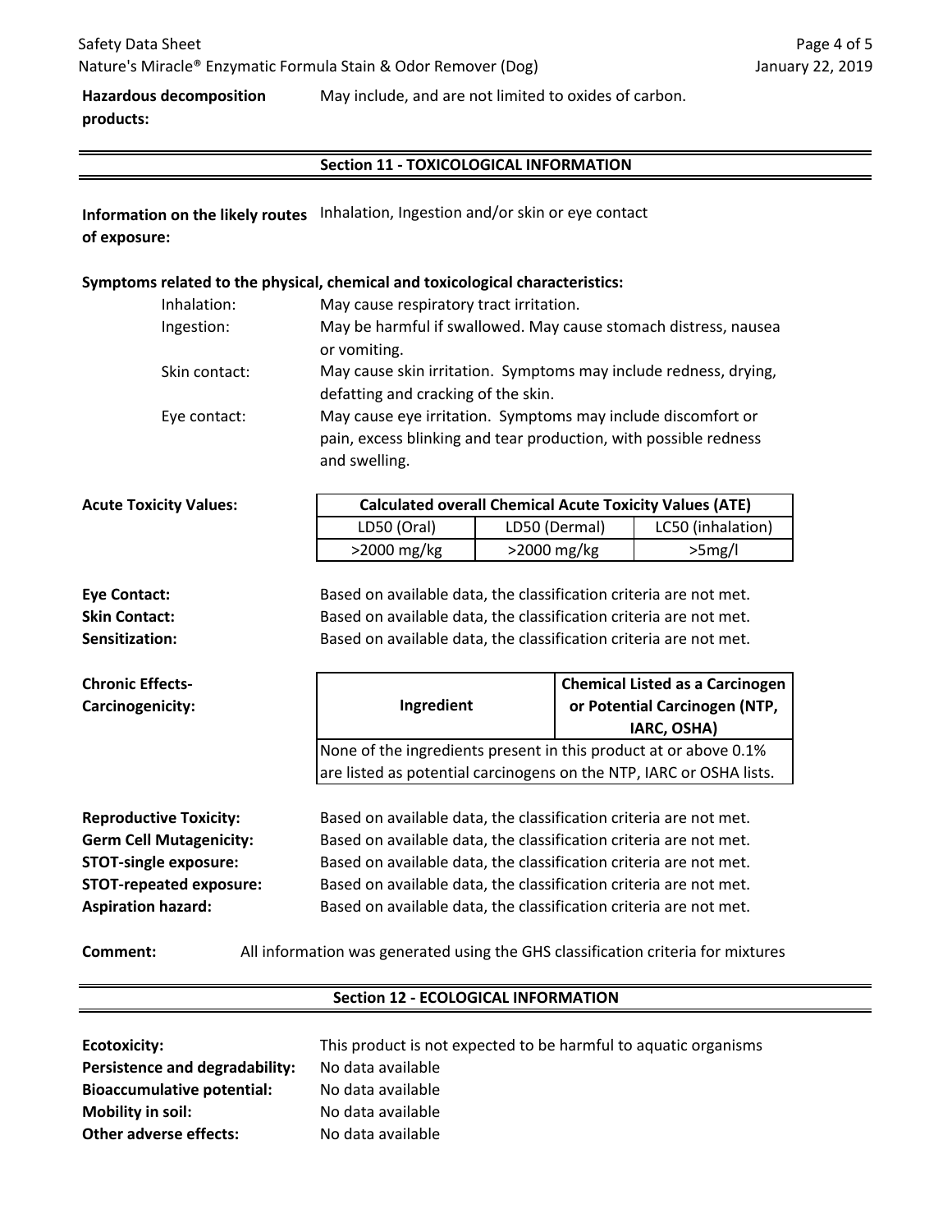**Hazardous decomposition products:** May include, and are not limited to oxides of carbon.

## Section 11 - TOXICOLOGICAL INFORMATION

**Information on the likely routes of exposure:** Inhalation, Ingestion and/or skin or eye contact

**Symptoms related to the physical, chemical and toxicological characteristics:**

- Inhalation: May cause respiratory tract irritation.
- Ingestion: May be harmful if swallowed. May cause stomach distress, nausea or vomiting.
- Skin contact: May cause skin irritation. Symptoms may include redness, drying, defatting and cracking of the skin.
- Eye contact: May cause eye irritation. Symptoms may include discomfort or pain, excess blinking and tear production, with possible redness and swelling.

**Acute Toxicity Values:**

| Calculated overall Chemical Acute Toxicity Values (ATE) | | |
|---|---|---|
| LD50 (Oral) | LD50 (Dermal) | LC50 (inhalation) |
| >2000 mg/kg | >2000 mg/kg | >5mg/l |

**Eye Contact:** Based on available data, the classification criteria are not met.
**Skin Contact:** Based on available data, the classification criteria are not met.
**Sensitization:** Based on available data, the classification criteria are not met.

**Chronic Effects-Carcinogenicity:**

| Ingredient | Chemical Listed as a Carcinogen or Potential Carcinogen (NTP, IARC, OSHA) |
|---|---|
| None of the ingredients present in this product at or above 0.1% are listed as potential carcinogens on the NTP, IARC or OSHA lists. | |

**Reproductive Toxicity:** Based on available data, the classification criteria are not met.
**Germ Cell Mutagenicity:** Based on available data, the classification criteria are not met.
**STOT-single exposure:** Based on available data, the classification criteria are not met.
**STOT-repeated exposure:** Based on available data, the classification criteria are not met.
**Aspiration hazard:** Based on available data, the classification criteria are not met.

**Comment:** All information was generated using the GHS classification criteria for mixtures

## Section 12 - ECOLOGICAL INFORMATION

**Ecotoxicity:** This product is not expected to be harmful to aquatic organisms
**Persistence and degradability:** No data available
**Bioaccumulative potential:** No data available
**Mobility in soil:** No data available
**Other adverse effects:** No data available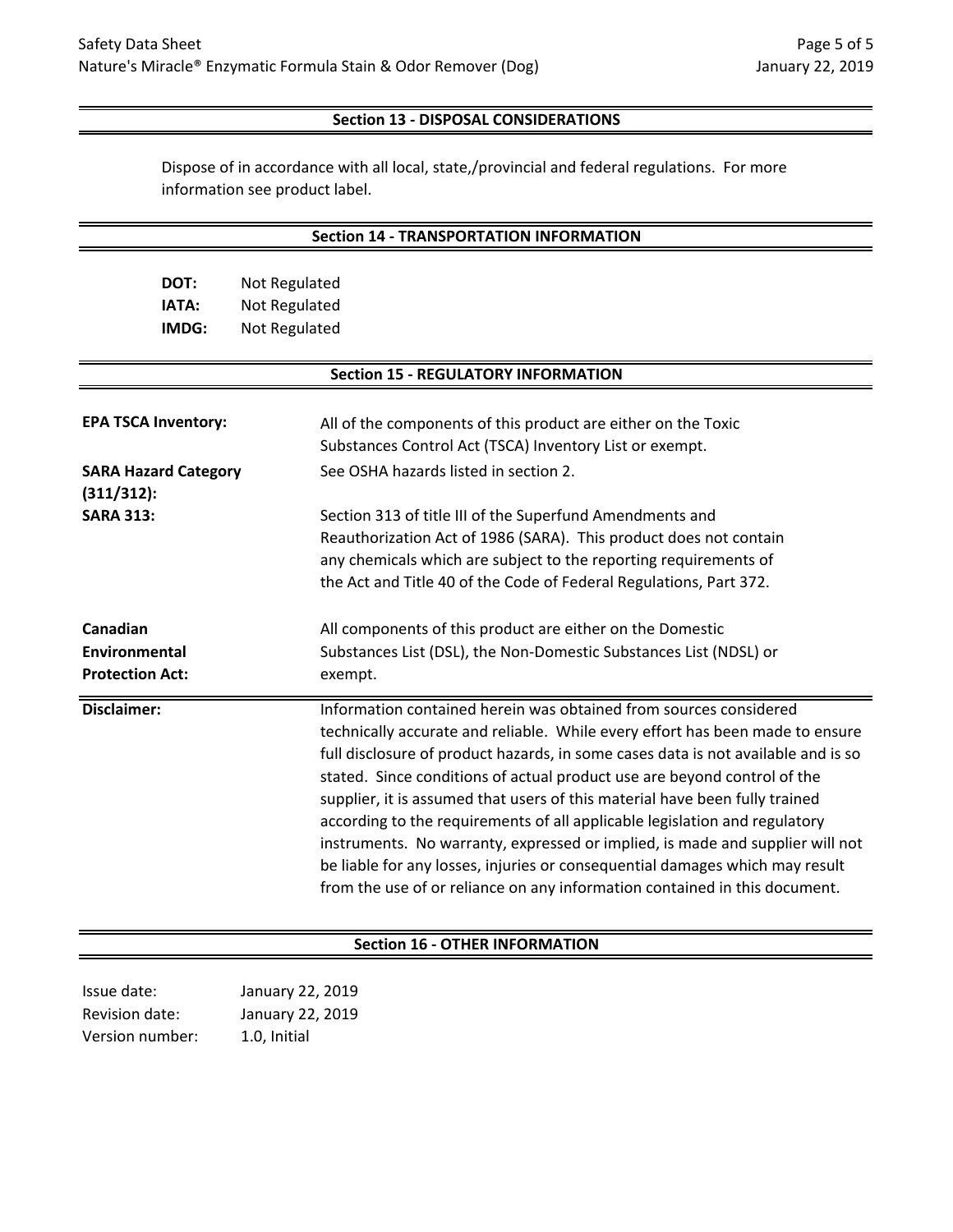## Section 13 - DISPOSAL CONSIDERATIONS

Dispose of in accordance with all local, state,/provincial and federal regulations. For more information see product label.

## Section 14 - TRANSPORTATION INFORMATION

**DOT:** Not Regulated
**IATA:** Not Regulated
**IMDG:** Not Regulated

## Section 15 - REGULATORY INFORMATION

| | |
|---|---|
| **EPA TSCA Inventory:** | All of the components of this product are either on the Toxic Substances Control Act (TSCA) Inventory List or exempt. |
| **SARA Hazard Category (311/312):** | See OSHA hazards listed in section 2. |
| **SARA 313:** | Section 313 of title III of the Superfund Amendments and Reauthorization Act of 1986 (SARA). This product does not contain any chemicals which are subject to the reporting requirements of the Act and Title 40 of the Code of Federal Regulations, Part 372. |
| **Canadian Environmental Protection Act:** | All components of this product are either on the Domestic Substances List (DSL), the Non-Domestic Substances List (NDSL) or exempt. |
| **Disclaimer:** | Information contained herein was obtained from sources considered technically accurate and reliable. While every effort has been made to ensure full disclosure of product hazards, in some cases data is not available and is so stated. Since conditions of actual product use are beyond control of the supplier, it is assumed that users of this material have been fully trained according to the requirements of all applicable legislation and regulatory instruments. No warranty, expressed or implied, is made and supplier will not be liable for any losses, injuries or consequential damages which may result from the use of or reliance on any information contained in this document. |

## Section 16 - OTHER INFORMATION

Issue date: January 22, 2019
Revision date: January 22, 2019
Version number: 1.0, Initial